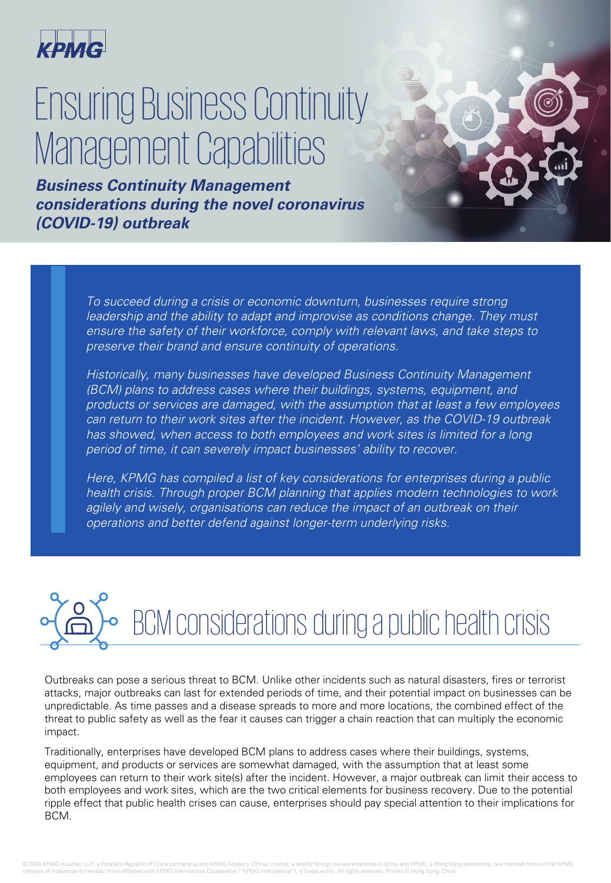KPMG

# Ensuring Business Continuity Management Capabilities

***Business Continuity Management considerations during the novel coronavirus (COVID-19) outbreak***

*To succeed during a crisis or economic downturn, businesses require strong leadership and the ability to adapt and improvise as conditions change. They must ensure the safety of their workforce, comply with relevant laws, and take steps to preserve their brand and ensure continuity of operations.*

*Historically, many businesses have developed Business Continuity Management (BCM) plans to address cases where their buildings, systems, equipment, and products or services are damaged, with the assumption that at least a few employees can return to their work sites after the incident. However, as the COVID-19 outbreak has showed, when access to both employees and work sites is limited for a long period of time, it can severely impact businesses' ability to recover.*

*Here, KPMG has compiled a list of key considerations for enterprises during a public health crisis. Through proper BCM planning that applies modern technologies to work agilely and wisely, organisations can reduce the impact of an outbreak on their operations and better defend against longer-term underlying risks.*

## BCM considerations during a public health crisis

Outbreaks can pose a serious threat to BCM. Unlike other incidents such as natural disasters, fires or terrorist attacks, major outbreaks can last for extended periods of time, and their potential impact on businesses can be unpredictable. As time passes and a disease spreads to more and more locations, the combined effect of the threat to public safety as well as the fear it causes can trigger a chain reaction that can multiply the economic impact.

Traditionally, enterprises have developed BCM plans to address cases where their buildings, systems, equipment, and products or services are somewhat damaged, with the assumption that at least some employees can return to their work site(s) after the incident. However, a major outbreak can limit their access to both employees and work sites, which are the two critical elements for business recovery. Due to the potential ripple effect that public health crises can cause, enterprises should pay special attention to their implications for BCM.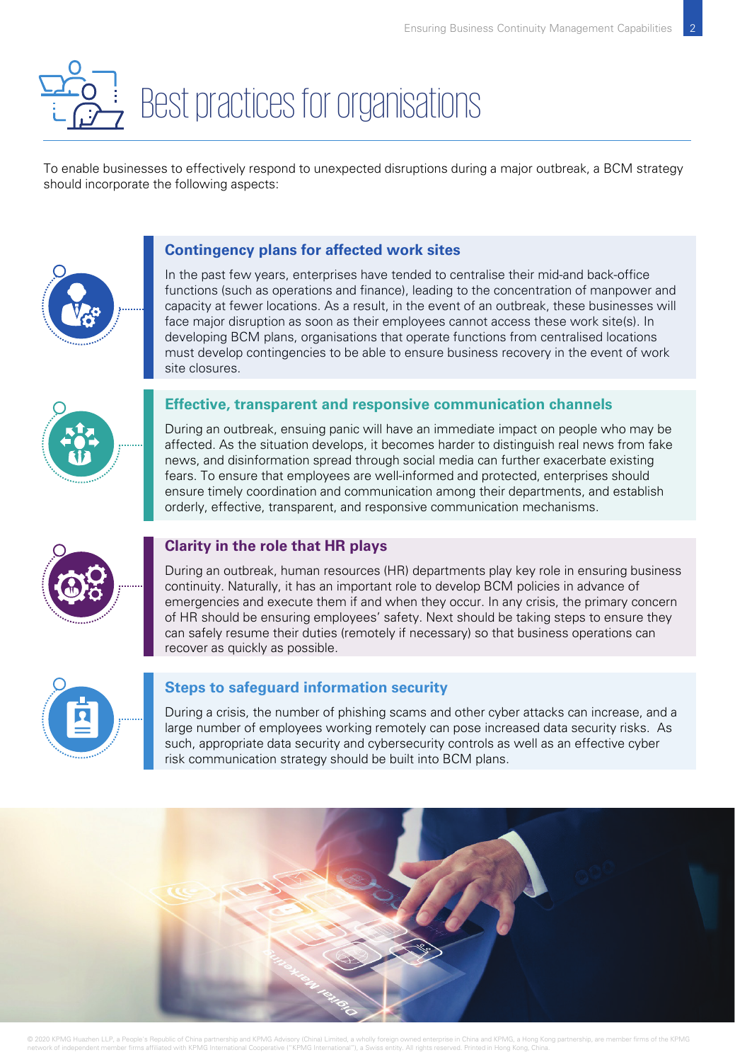# Best practices for organisations

To enable businesses to effectively respond to unexpected disruptions during a major outbreak, a BCM strategy should incorporate the following aspects:

### Contingency plans for affected work sites

In the past few years, enterprises have tended to centralise their mid-and back-office functions (such as operations and finance), leading to the concentration of manpower and capacity at fewer locations. As a result, in the event of an outbreak, these businesses will face major disruption as soon as their employees cannot access these work site(s). In developing BCM plans, organisations that operate functions from centralised locations must develop contingencies to be able to ensure business recovery in the event of work site closures.

### Effective, transparent and responsive communication channels

During an outbreak, ensuing panic will have an immediate impact on people who may be affected. As the situation develops, it becomes harder to distinguish real news from fake news, and disinformation spread through social media can further exacerbate existing fears. To ensure that employees are well-informed and protected, enterprises should ensure timely coordination and communication among their departments, and establish orderly, effective, transparent, and responsive communication mechanisms.

### Clarity in the role that HR plays

During an outbreak, human resources (HR) departments play key role in ensuring business continuity. Naturally, it has an important role to develop BCM policies in advance of emergencies and execute them if and when they occur. In any crisis, the primary concern of HR should be ensuring employees' safety. Next should be taking steps to ensure they can safely resume their duties (remotely if necessary) so that business operations can recover as quickly as possible.

### Steps to safeguard information security

During a crisis, the number of phishing scams and other cyber attacks can increase, and a large number of employees working remotely can pose increased data security risks. As such, appropriate data security and cybersecurity controls as well as an effective cyber risk communication strategy should be built into BCM plans.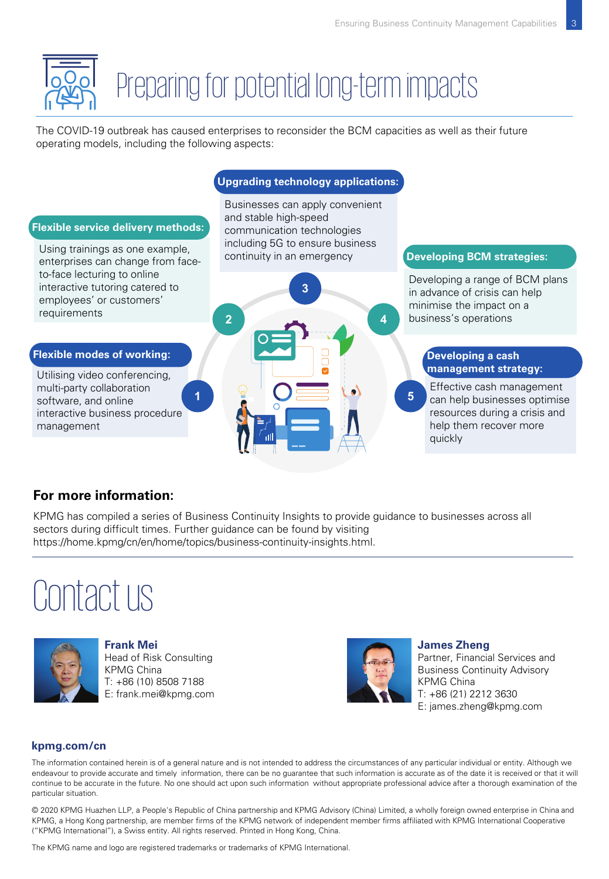# Preparing for potential long-term impacts

The COVID-19 outbreak has caused enterprises to reconsider the BCM capacities as well as their future operating models, including the following aspects:

**1. Flexible modes of working:**

Utilising video conferencing, multi-party collaboration software, and online interactive business procedure management

**2. Flexible service delivery methods:**

Using trainings as one example, enterprises can change from face-to-face lecturing to online interactive tutoring catered to employees' or customers' requirements

**3. Upgrading technology applications:**

Businesses can apply convenient and stable high-speed communication technologies including 5G to ensure business continuity in an emergency

**4. Developing BCM strategies:**

Developing a range of BCM plans in advance of crisis can help minimise the impact on a business's operations

**5. Developing a cash management strategy:**

Effective cash management can help businesses optimise resources during a crisis and help them recover more quickly

## For more information:

KPMG has compiled a series of Business Continuity Insights to provide guidance to businesses across all sectors during difficult times. Further guidance can be found by visiting https://home.kpmg/cn/en/home/topics/business-continuity-insights.html.

# Contact us

**Frank Mei**
Head of Risk Consulting
KPMG China
T: +86 (10) 8508 7188
E: frank.mei@kpmg.com

**James Zheng**
Partner, Financial Services and Business Continuity Advisory
KPMG China
T: +86 (21) 2212 3630
E: james.zheng@kpmg.com

**kpmg.com/cn**

The information contained herein is of a general nature and is not intended to address the circumstances of any particular individual or entity. Although we endeavour to provide accurate and timely information, there can be no guarantee that such information is accurate as of the date it is received or that it will continue to be accurate in the future. No one should act upon such information without appropriate professional advice after a thorough examination of the particular situation.

© 2020 KPMG Huazhen LLP, a People's Republic of China partnership and KPMG Advisory (China) Limited, a wholly foreign owned enterprise in China and KPMG, a Hong Kong partnership, are member firms of the KPMG network of independent member firms affiliated with KPMG International Cooperative ("KPMG International"), a Swiss entity. All rights reserved. Printed in Hong Kong, China.

The KPMG name and logo are registered trademarks or trademarks of KPMG International.